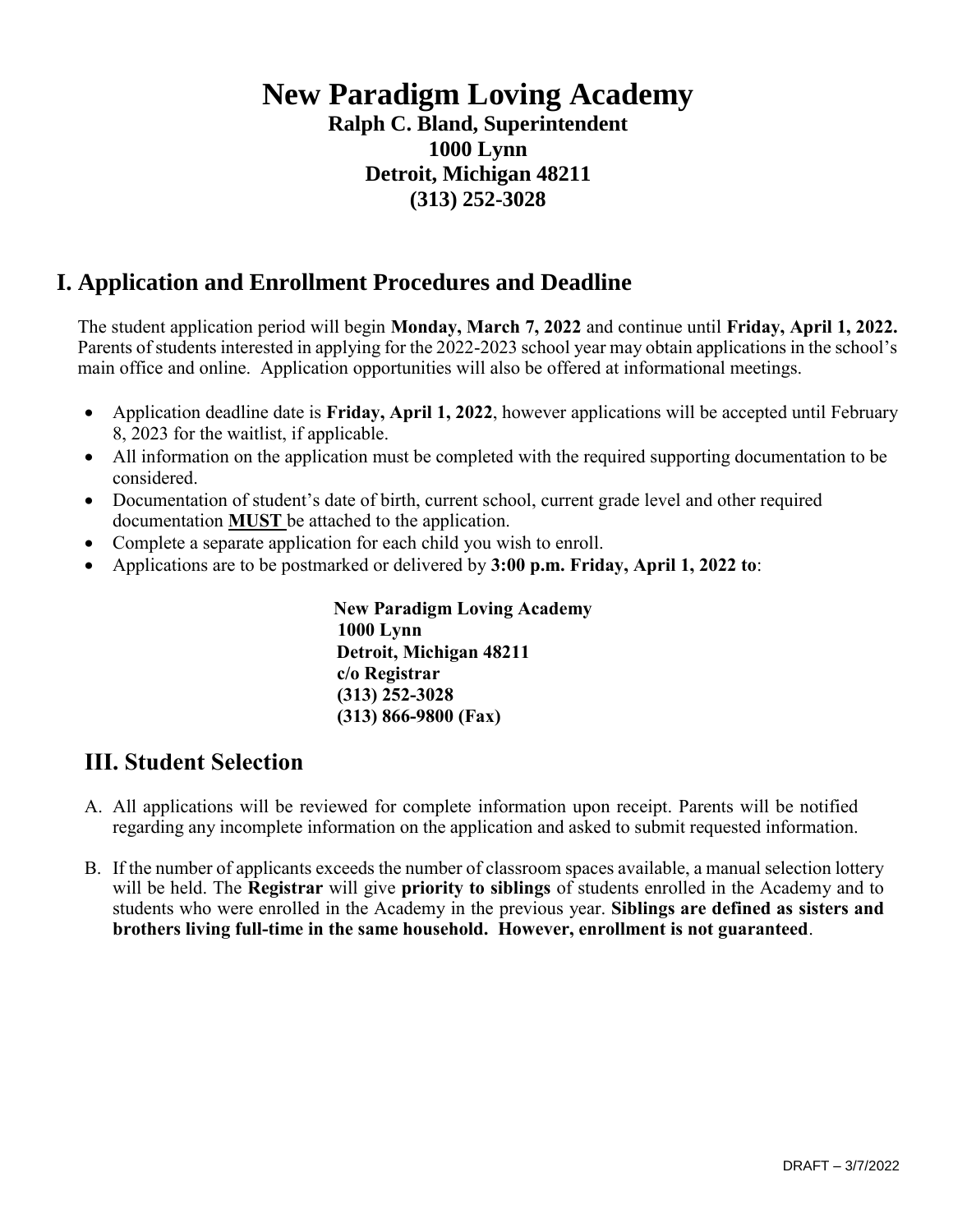# New Paradigm Loving Academy

**Ralph C. Bland, Superintendent**
**1000 Lynn**
**Detroit, Michigan 48211**
**(313) 252-3028**

## I. Application and Enrollment Procedures and Deadline

The student application period will begin **Monday, March 7, 2022** and continue until **Friday, April 1, 2022.** Parents of students interested in applying for the 2022-2023 school year may obtain applications in the school's main office and online. Application opportunities will also be offered at informational meetings.

- Application deadline date is **Friday, April 1, 2022**, however applications will be accepted until February 8, 2023 for the waitlist, if applicable.
- All information on the application must be completed with the required supporting documentation to be considered.
- Documentation of student's date of birth, current school, current grade level and other required documentation **MUST** be attached to the application.
- Complete a separate application for each child you wish to enroll.
- Applications are to be postmarked or delivered by **3:00 p.m. Friday, April 1, 2022 to**:

**New Paradigm Loving Academy**
**1000 Lynn**
**Detroit, Michigan 48211**
**c/o Registrar**
**(313) 252-3028**
**(313) 866-9800 (Fax)**

## III. Student Selection

A. All applications will be reviewed for complete information upon receipt. Parents will be notified regarding any incomplete information on the application and asked to submit requested information.

B. If the number of applicants exceeds the number of classroom spaces available, a manual selection lottery will be held. The **Registrar** will give **priority to siblings** of students enrolled in the Academy and to students who were enrolled in the Academy in the previous year. **Siblings are defined as sisters and brothers living full-time in the same household. However, enrollment is not guaranteed**.

DRAFT – 3/7/2022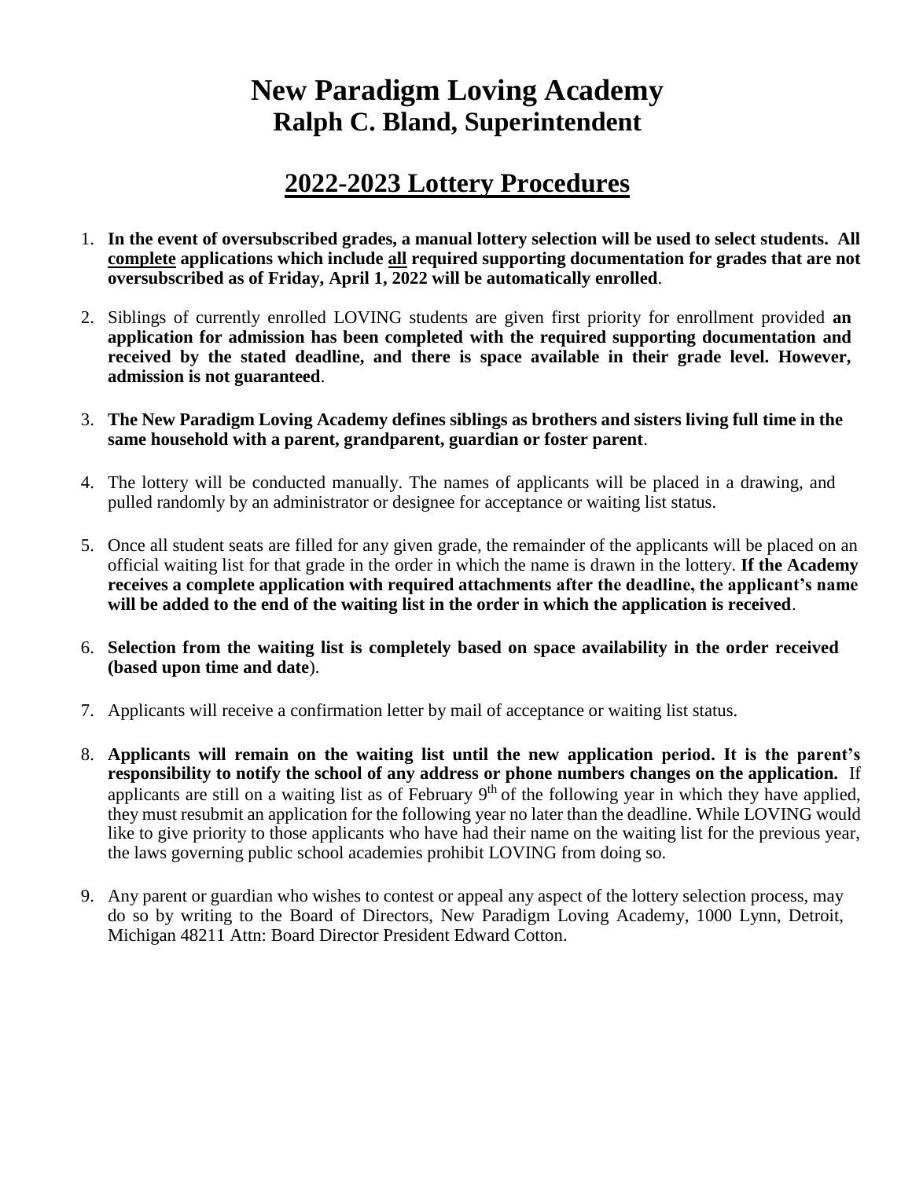# New Paradigm Loving Academy
## Ralph C. Bland, Superintendent

## <u>2022-2023 Lottery Procedures</u>

1. **In the event of oversubscribed grades, a manual lottery selection will be used to select students. All <u>complete</u> applications which include <u>all</u> required supporting documentation for grades that are not oversubscribed as of Friday, April 1, 2022 will be automatically enrolled**.

2. Siblings of currently enrolled LOVING students are given first priority for enrollment provided **an application for admission has been completed with the required supporting documentation and received by the stated deadline, and there is space available in their grade level. However, admission is not guaranteed**.

3. **The New Paradigm Loving Academy defines siblings as brothers and sisters living full time in the same household with a parent, grandparent, guardian or foster parent**.

4. The lottery will be conducted manually. The names of applicants will be placed in a drawing, and pulled randomly by an administrator or designee for acceptance or waiting list status.

5. Once all student seats are filled for any given grade, the remainder of the applicants will be placed on an official waiting list for that grade in the order in which the name is drawn in the lottery. **If the Academy receives a complete application with required attachments after the deadline, the applicant's name will be added to the end of the waiting list in the order in which the application is received**.

6. **Selection from the waiting list is completely based on space availability in the order received (based upon time and date**).

7. Applicants will receive a confirmation letter by mail of acceptance or waiting list status.

8. **Applicants will remain on the waiting list until the new application period. It is the parent's responsibility to notify the school of any address or phone numbers changes on the application.** If applicants are still on a waiting list as of February 9th of the following year in which they have applied, they must resubmit an application for the following year no later than the deadline. While LOVING would like to give priority to those applicants who have had their name on the waiting list for the previous year, the laws governing public school academies prohibit LOVING from doing so.

9. Any parent or guardian who wishes to contest or appeal any aspect of the lottery selection process, may do so by writing to the Board of Directors, New Paradigm Loving Academy, 1000 Lynn, Detroit, Michigan 48211 Attn: Board Director President Edward Cotton.